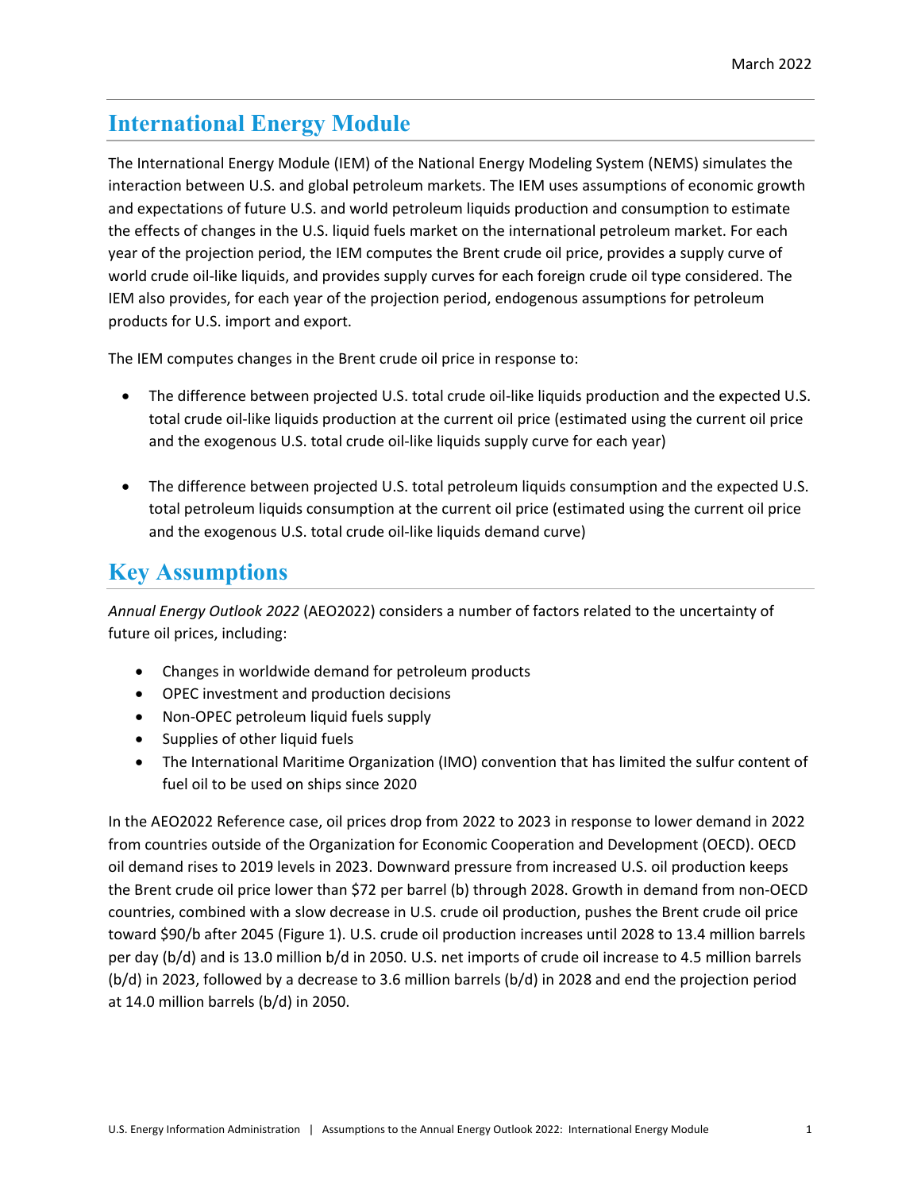March 2022

# International Energy Module

The International Energy Module (IEM) of the National Energy Modeling System (NEMS) simulates the interaction between U.S. and global petroleum markets. The IEM uses assumptions of economic growth and expectations of future U.S. and world petroleum liquids production and consumption to estimate the effects of changes in the U.S. liquid fuels market on the international petroleum market. For each year of the projection period, the IEM computes the Brent crude oil price, provides a supply curve of world crude oil-like liquids, and provides supply curves for each foreign crude oil type considered. The IEM also provides, for each year of the projection period, endogenous assumptions for petroleum products for U.S. import and export.

The IEM computes changes in the Brent crude oil price in response to:

- The difference between projected U.S. total crude oil-like liquids production and the expected U.S. total crude oil-like liquids production at the current oil price (estimated using the current oil price and the exogenous U.S. total crude oil-like liquids supply curve for each year)
- The difference between projected U.S. total petroleum liquids consumption and the expected U.S. total petroleum liquids consumption at the current oil price (estimated using the current oil price and the exogenous U.S. total crude oil-like liquids demand curve)

# Key Assumptions

*Annual Energy Outlook 2022* (AEO2022) considers a number of factors related to the uncertainty of future oil prices, including:

- Changes in worldwide demand for petroleum products
- OPEC investment and production decisions
- Non-OPEC petroleum liquid fuels supply
- Supplies of other liquid fuels
- The International Maritime Organization (IMO) convention that has limited the sulfur content of fuel oil to be used on ships since 2020

In the AEO2022 Reference case, oil prices drop from 2022 to 2023 in response to lower demand in 2022 from countries outside of the Organization for Economic Cooperation and Development (OECD). OECD oil demand rises to 2019 levels in 2023. Downward pressure from increased U.S. oil production keeps the Brent crude oil price lower than $72 per barrel (b) through 2028. Growth in demand from non-OECD countries, combined with a slow decrease in U.S. crude oil production, pushes the Brent crude oil price toward $90/b after 2045 (Figure 1). U.S. crude oil production increases until 2028 to 13.4 million barrels per day (b/d) and is 13.0 million b/d in 2050. U.S. net imports of crude oil increase to 4.5 million barrels (b/d) in 2023, followed by a decrease to 3.6 million barrels (b/d) in 2028 and end the projection period at 14.0 million barrels (b/d) in 2050.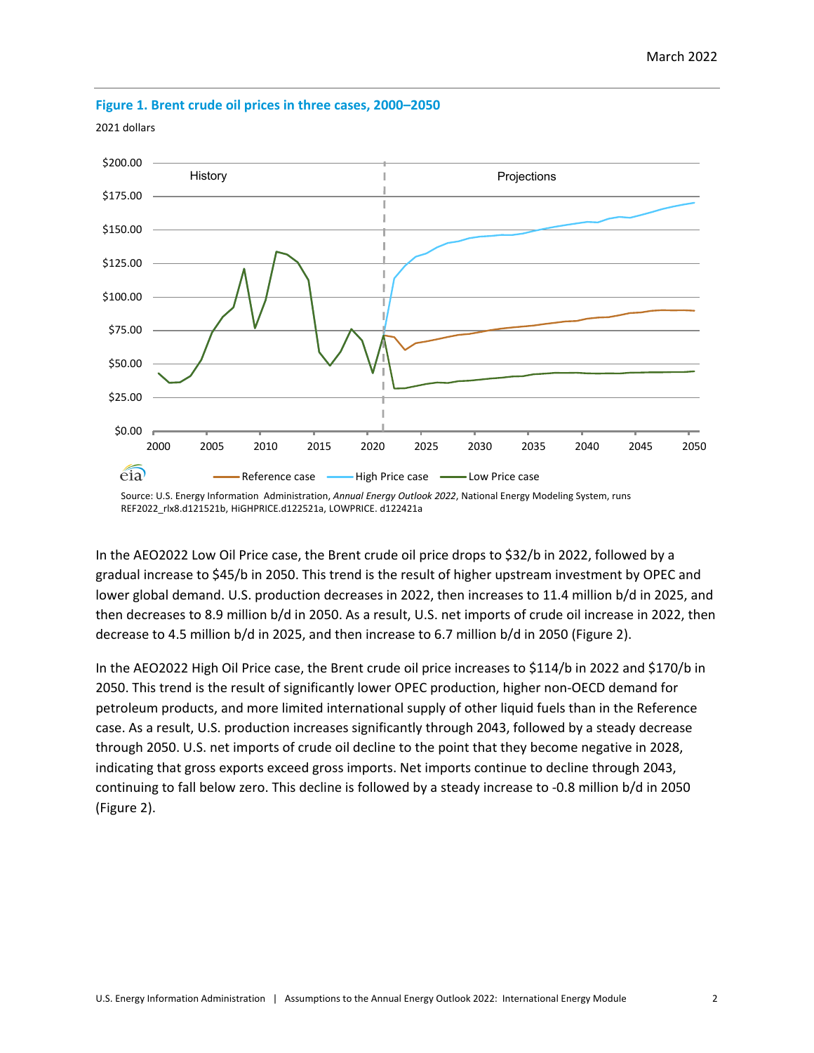**Figure 1. Brent crude oil prices in three cases, 2000–2050**

2021 dollars

Source: U.S. Energy Information Administration, *Annual Energy Outlook 2022*, National Energy Modeling System, runs REF2022_rlx8.d121521b, HiGHPRICE.d122521a, LOWPRICE. d122421a

In the AEO2022 Low Oil Price case, the Brent crude oil price drops to $32/b in 2022, followed by a gradual increase to $45/b in 2050. This trend is the result of higher upstream investment by OPEC and lower global demand. U.S. production decreases in 2022, then increases to 11.4 million b/d in 2025, and then decreases to 8.9 million b/d in 2050. As a result, U.S. net imports of crude oil increase in 2022, then decrease to 4.5 million b/d in 2025, and then increase to 6.7 million b/d in 2050 (Figure 2).

In the AEO2022 High Oil Price case, the Brent crude oil price increases to $114/b in 2022 and $170/b in 2050. This trend is the result of significantly lower OPEC production, higher non-OECD demand for petroleum products, and more limited international supply of other liquid fuels than in the Reference case. As a result, U.S. production increases significantly through 2043, followed by a steady decrease through 2050. U.S. net imports of crude oil decline to the point that they become negative in 2028, indicating that gross exports exceed gross imports. Net imports continue to decline through 2043, continuing to fall below zero. This decline is followed by a steady increase to -0.8 million b/d in 2050 (Figure 2).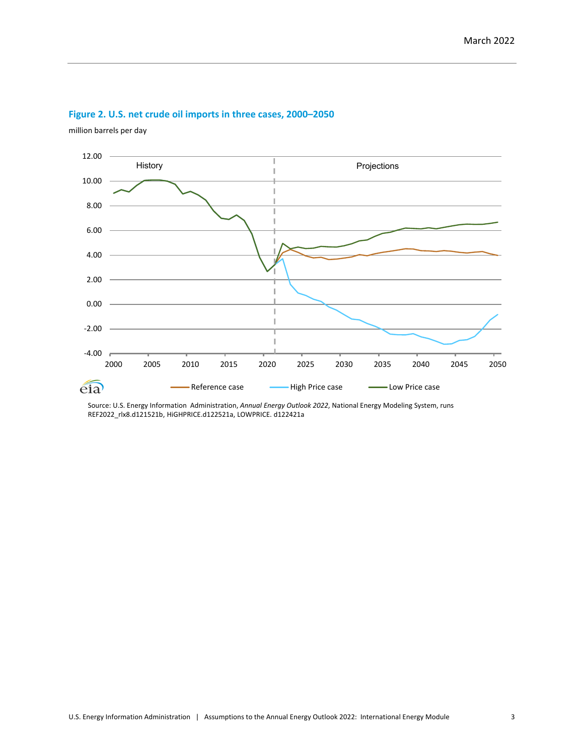**Figure 2. U.S. net crude oil imports in three cases, 2000–2050**

million barrels per day

12.00
10.00
8.00
6.00
4.00
2.00
0.00
-2.00
-4.00

History

Projections

2000 2005 2010 2015 2020 2025 2030 2035 2040 2045 2050

Reference case

High Price case

Low Price case

Source: U.S. Energy Information Administration, *Annual Energy Outlook 2022*, National Energy Modeling System, runs REF2022_rlx8.d121521b, HiGHPRICE.d122521a, LOWPRICE. d122421a